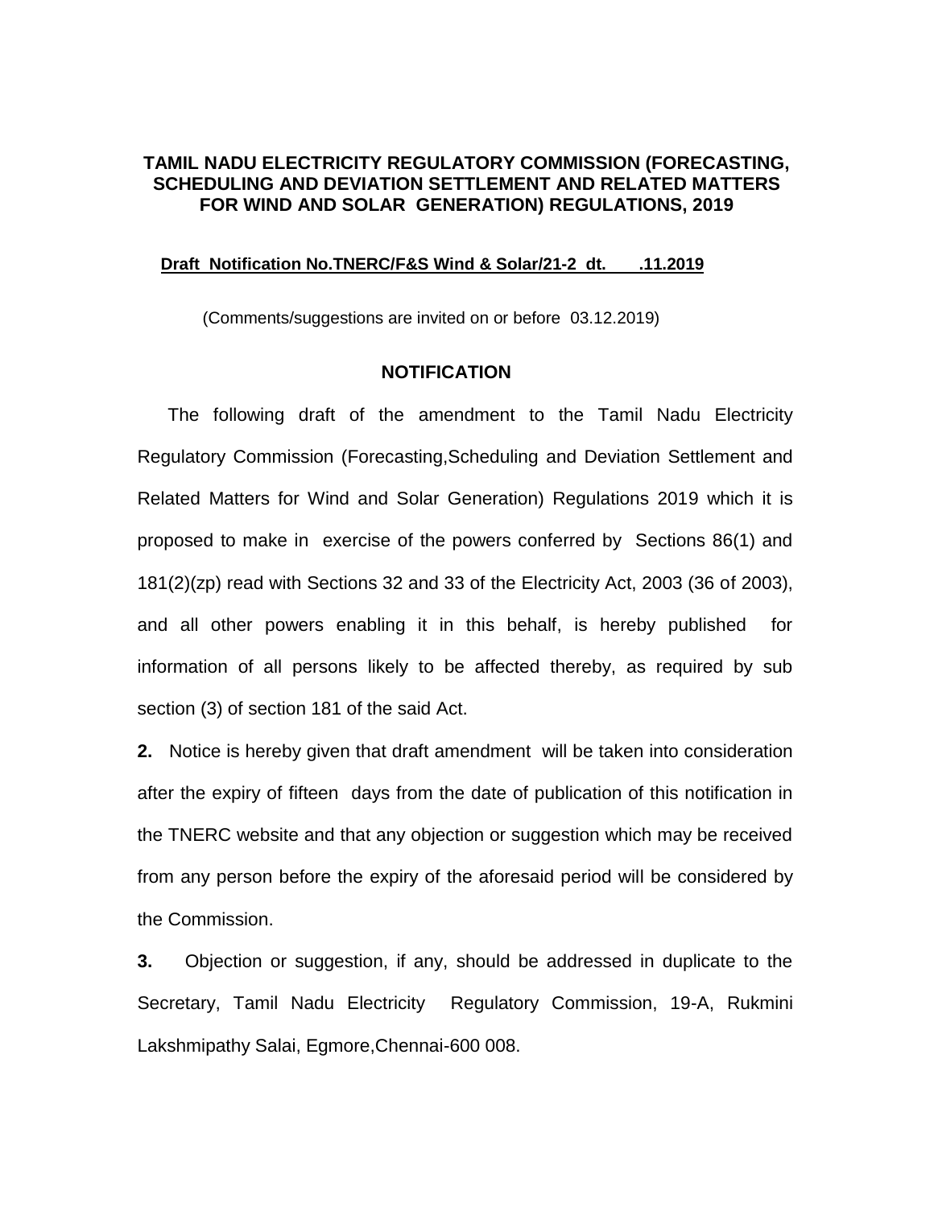# TAMIL NADU ELECTRICITY REGULATORY COMMISSION (FORECASTING, SCHEDULING AND DEVIATION SETTLEMENT AND RELATED MATTERS FOR WIND AND SOLAR GENERATION) REGULATIONS, 2019

**Draft Notification No.TNERC/F&S Wind & Solar/21-2 dt. .11.2019**

(Comments/suggestions are invited on or before 03.12.2019)

## NOTIFICATION

The following draft of the amendment to the Tamil Nadu Electricity Regulatory Commission (Forecasting,Scheduling and Deviation Settlement and Related Matters for Wind and Solar Generation) Regulations 2019 which it is proposed to make in exercise of the powers conferred by Sections 86(1) and 181(2)(zp) read with Sections 32 and 33 of the Electricity Act, 2003 (36 of 2003), and all other powers enabling it in this behalf, is hereby published for information of all persons likely to be affected thereby, as required by sub section (3) of section 181 of the said Act.

**2.** Notice is hereby given that draft amendment will be taken into consideration after the expiry of fifteen days from the date of publication of this notification in the TNERC website and that any objection or suggestion which may be received from any person before the expiry of the aforesaid period will be considered by the Commission.

**3.** Objection or suggestion, if any, should be addressed in duplicate to the Secretary, Tamil Nadu Electricity Regulatory Commission, 19-A, Rukmini Lakshmipathy Salai, Egmore,Chennai-600 008.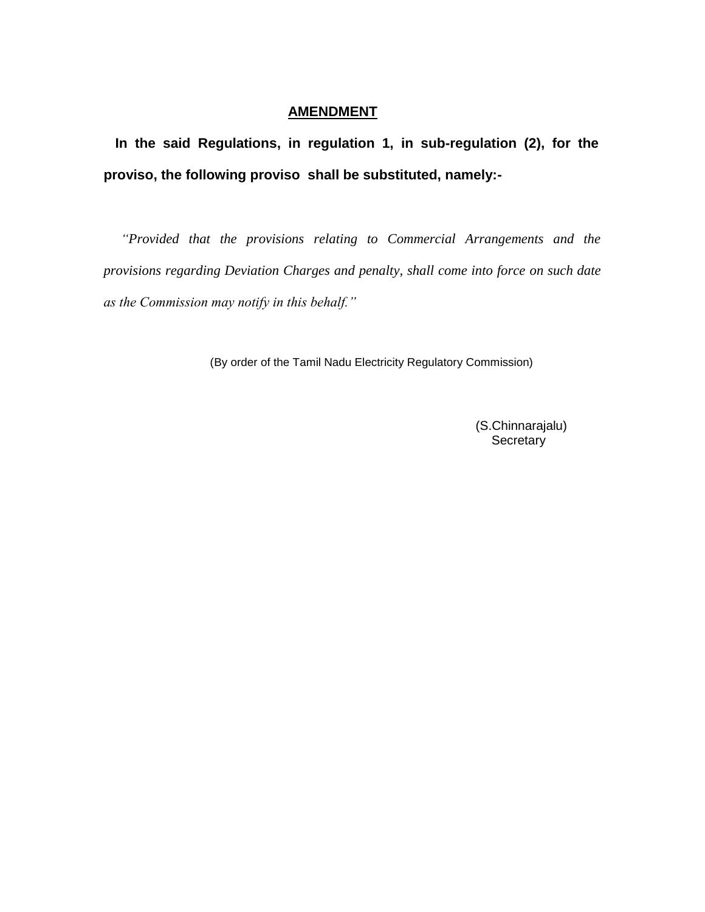## AMENDMENT

**In the said Regulations, in regulation 1, in sub-regulation (2), for the proviso, the following proviso shall be substituted, namely:-**

*"Provided that the provisions relating to Commercial Arrangements and the provisions regarding Deviation Charges and penalty, shall come into force on such date as the Commission may notify in this behalf."*

(By order of the Tamil Nadu Electricity Regulatory Commission)

(S.Chinnarajalu)
Secretary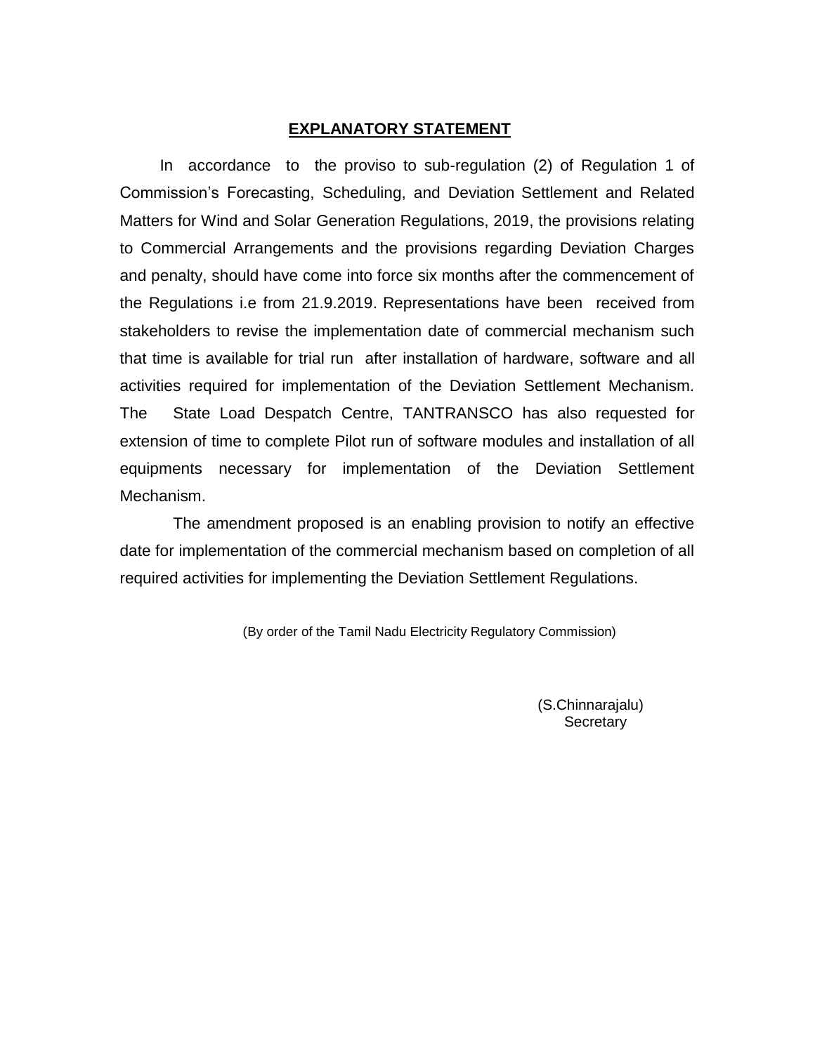## EXPLANATORY STATEMENT

In accordance to the proviso to sub-regulation (2) of Regulation 1 of Commission's Forecasting, Scheduling, and Deviation Settlement and Related Matters for Wind and Solar Generation Regulations, 2019, the provisions relating to Commercial Arrangements and the provisions regarding Deviation Charges and penalty, should have come into force six months after the commencement of the Regulations i.e from 21.9.2019. Representations have been received from stakeholders to revise the implementation date of commercial mechanism such that time is available for trial run after installation of hardware, software and all activities required for implementation of the Deviation Settlement Mechanism. The State Load Despatch Centre, TANTRANSCO has also requested for extension of time to complete Pilot run of software modules and installation of all equipments necessary for implementation of the Deviation Settlement Mechanism.

The amendment proposed is an enabling provision to notify an effective date for implementation of the commercial mechanism based on completion of all required activities for implementing the Deviation Settlement Regulations.

(By order of the Tamil Nadu Electricity Regulatory Commission)

(S.Chinnarajalu)
Secretary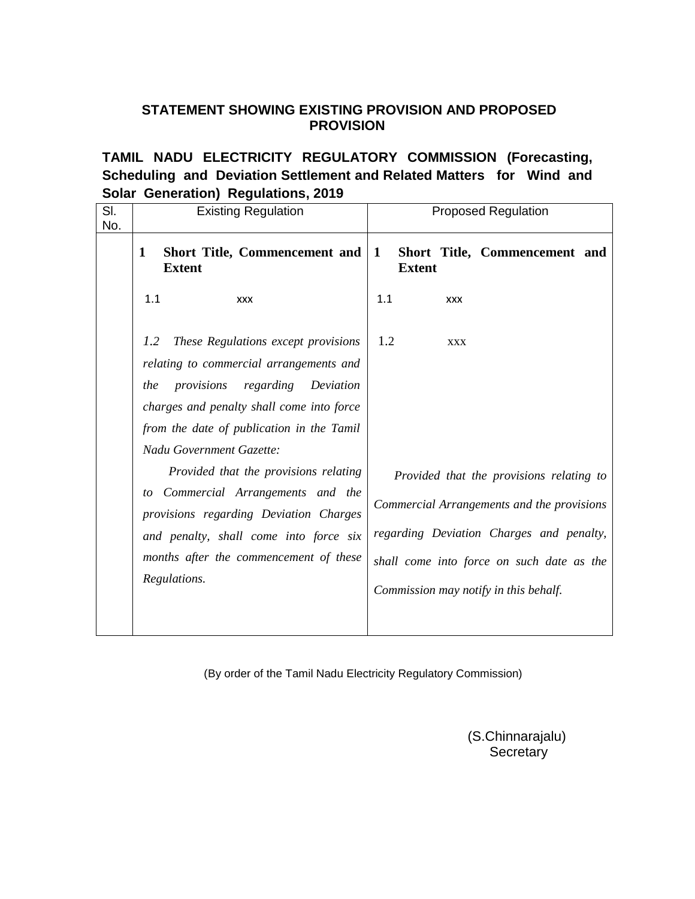**STATEMENT SHOWING EXISTING PROVISION AND PROPOSED PROVISION**

**TAMIL NADU ELECTRICITY REGULATORY COMMISSION (Forecasting, Scheduling and Deviation Settlement and Related Matters for Wind and Solar Generation) Regulations, 2019**

| Sl. No. | Existing Regulation | Proposed Regulation |
|---|---|---|
| | **1 Short Title, Commencement and Extent** | **1 Short Title, Commencement and Extent** |
| | 1.1 xxx | 1.1 xxx |
| | *1.2 These Regulations except provisions relating to commercial arrangements and the provisions regarding Deviation charges and penalty shall come into force from the date of publication in the Tamil Nadu Government Gazette:* | 1.2 xxx |
| | *Provided that the provisions relating to Commercial Arrangements and the provisions regarding Deviation Charges and penalty, shall come into force six months after the commencement of these Regulations.* | *Provided that the provisions relating to Commercial Arrangements and the provisions regarding Deviation Charges and penalty, shall come into force on such date as the Commission may notify in this behalf.* |

(By order of the Tamil Nadu Electricity Regulatory Commission)

(S.Chinnarajalu)
Secretary